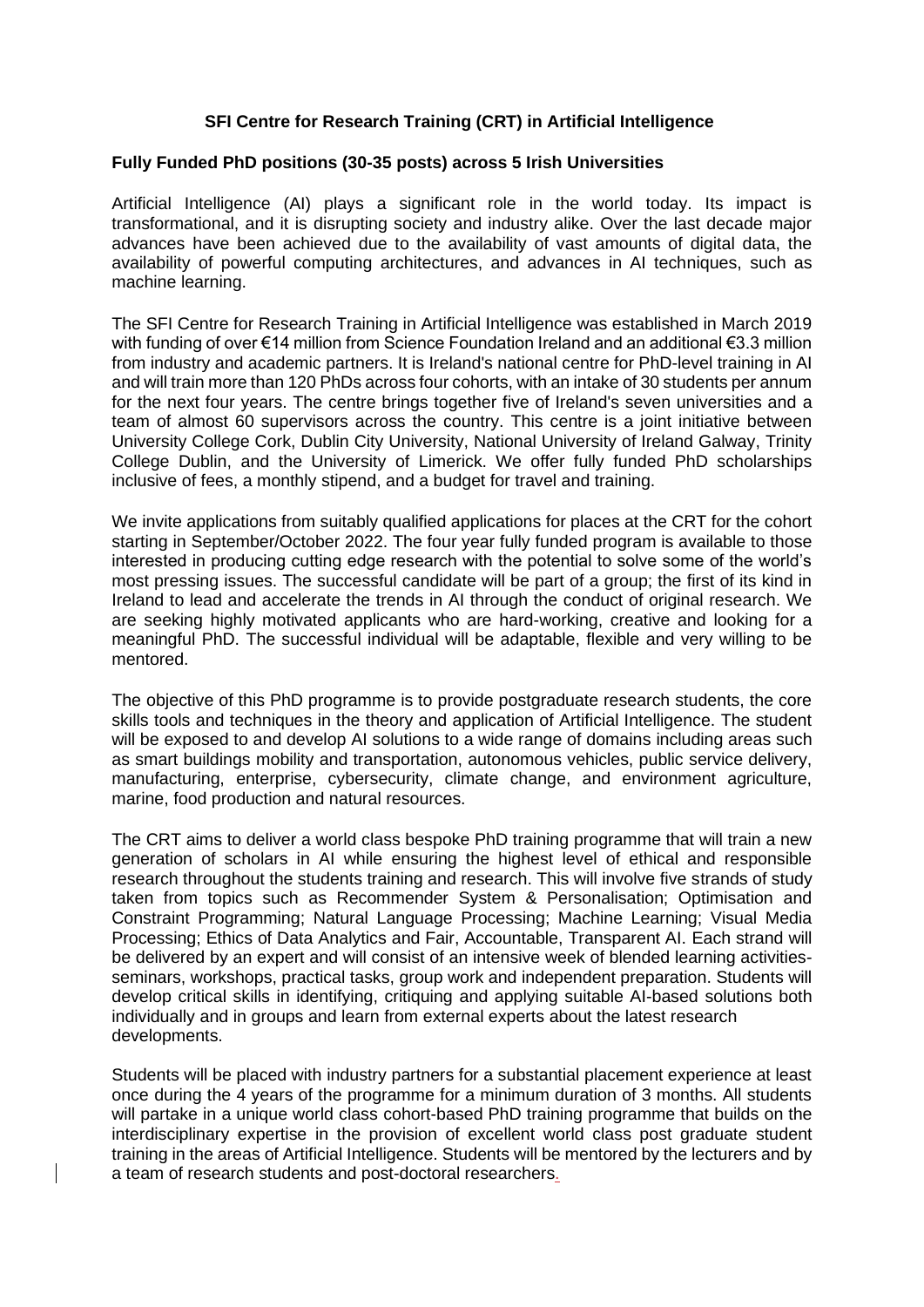# SFI Centre for Research Training (CRT) in Artificial Intelligence

## Fully Funded PhD positions (30-35 posts) across 5 Irish Universities

Artificial Intelligence (AI) plays a significant role in the world today. Its impact is transformational, and it is disrupting society and industry alike. Over the last decade major advances have been achieved due to the availability of vast amounts of digital data, the availability of powerful computing architectures, and advances in AI techniques, such as machine learning.

The SFI Centre for Research Training in Artificial Intelligence was established in March 2019 with funding of over €14 million from Science Foundation Ireland and an additional €3.3 million from industry and academic partners. It is Ireland's national centre for PhD-level training in AI and will train more than 120 PhDs across four cohorts, with an intake of 30 students per annum for the next four years. The centre brings together five of Ireland's seven universities and a team of almost 60 supervisors across the country. This centre is a joint initiative between University College Cork, Dublin City University, National University of Ireland Galway, Trinity College Dublin, and the University of Limerick. We offer fully funded PhD scholarships inclusive of fees, a monthly stipend, and a budget for travel and training.

We invite applications from suitably qualified applications for places at the CRT for the cohort starting in September/October 2022. The four year fully funded program is available to those interested in producing cutting edge research with the potential to solve some of the world's most pressing issues. The successful candidate will be part of a group; the first of its kind in Ireland to lead and accelerate the trends in AI through the conduct of original research. We are seeking highly motivated applicants who are hard-working, creative and looking for a meaningful PhD. The successful individual will be adaptable, flexible and very willing to be mentored.

The objective of this PhD programme is to provide postgraduate research students, the core skills tools and techniques in the theory and application of Artificial Intelligence. The student will be exposed to and develop AI solutions to a wide range of domains including areas such as smart buildings mobility and transportation, autonomous vehicles, public service delivery, manufacturing, enterprise, cybersecurity, climate change, and environment agriculture, marine, food production and natural resources.

The CRT aims to deliver a world class bespoke PhD training programme that will train a new generation of scholars in AI while ensuring the highest level of ethical and responsible research throughout the students training and research. This will involve five strands of study taken from topics such as Recommender System & Personalisation; Optimisation and Constraint Programming; Natural Language Processing; Machine Learning; Visual Media Processing; Ethics of Data Analytics and Fair, Accountable, Transparent AI. Each strand will be delivered by an expert and will consist of an intensive week of blended learning activities-seminars, workshops, practical tasks, group work and independent preparation. Students will develop critical skills in identifying, critiquing and applying suitable AI-based solutions both individually and in groups and learn from external experts about the latest research developments.

Students will be placed with industry partners for a substantial placement experience at least once during the 4 years of the programme for a minimum duration of 3 months. All students will partake in a unique world class cohort-based PhD training programme that builds on the interdisciplinary expertise in the provision of excellent world class post graduate student training in the areas of Artificial Intelligence. Students will be mentored by the lecturers and by a team of research students and post-doctoral researchers.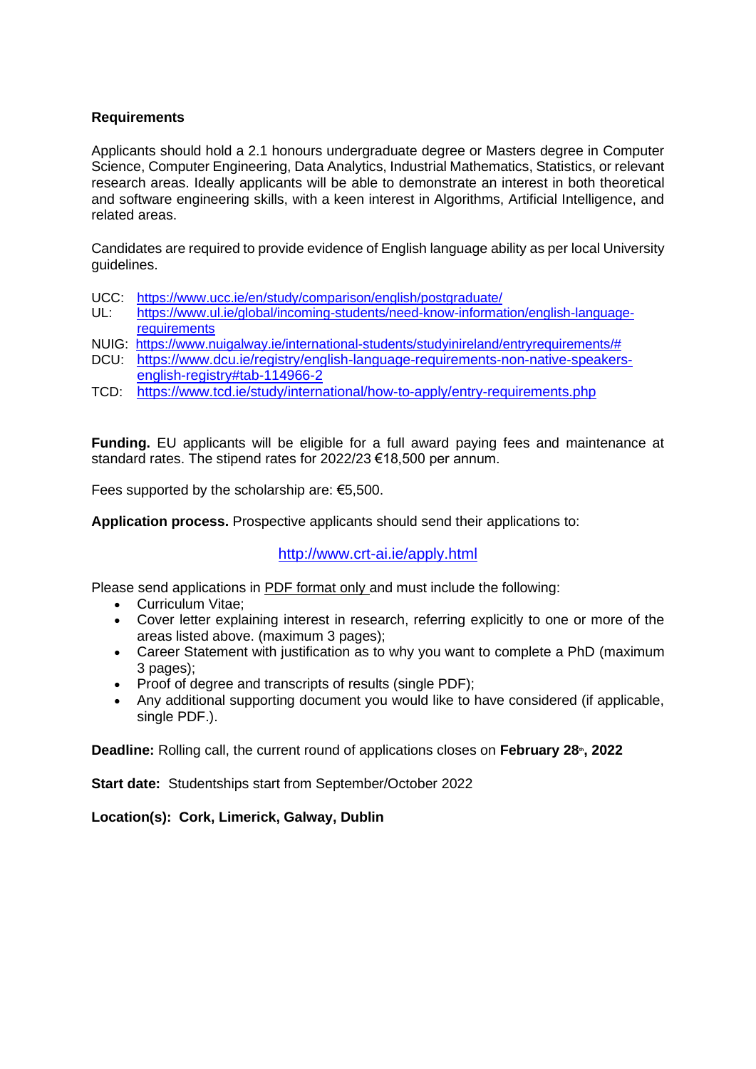**Requirements**

Applicants should hold a 2.1 honours undergraduate degree or Masters degree in Computer Science, Computer Engineering, Data Analytics, Industrial Mathematics, Statistics, or relevant research areas. Ideally applicants will be able to demonstrate an interest in both theoretical and software engineering skills, with a keen interest in Algorithms, Artificial Intelligence, and related areas.

Candidates are required to provide evidence of English language ability as per local University guidelines.

UCC: https://www.ucc.ie/en/study/comparison/english/postgraduate/  
UL: https://www.ul.ie/global/incoming-students/need-know-information/english-language-requirements  
NUIG: https://www.nuigalway.ie/international-students/studyinireland/entryrequirements/#  
DCU: https://www.dcu.ie/registry/english-language-requirements-non-native-speakers-english-registry#tab-114966-2  
TCD: https://www.tcd.ie/study/international/how-to-apply/entry-requirements.php

**Funding.** EU applicants will be eligible for a full award paying fees and maintenance at standard rates. The stipend rates for 2022/23 €18,500 per annum.

Fees supported by the scholarship are: €5,500.

**Application process.** Prospective applicants should send their applications to:

http://www.crt-ai.ie/apply.html

Please send applications in PDF format only and must include the following:

- Curriculum Vitae;
- Cover letter explaining interest in research, referring explicitly to one or more of the areas listed above. (maximum 3 pages);
- Career Statement with justification as to why you want to complete a PhD (maximum 3 pages);
- Proof of degree and transcripts of results (single PDF);
- Any additional supporting document you would like to have considered (if applicable, single PDF.).

**Deadline:** Rolling call, the current round of applications closes on **February 28th, 2022**

**Start date:** Studentships start from September/October 2022

**Location(s): Cork, Limerick, Galway, Dublin**